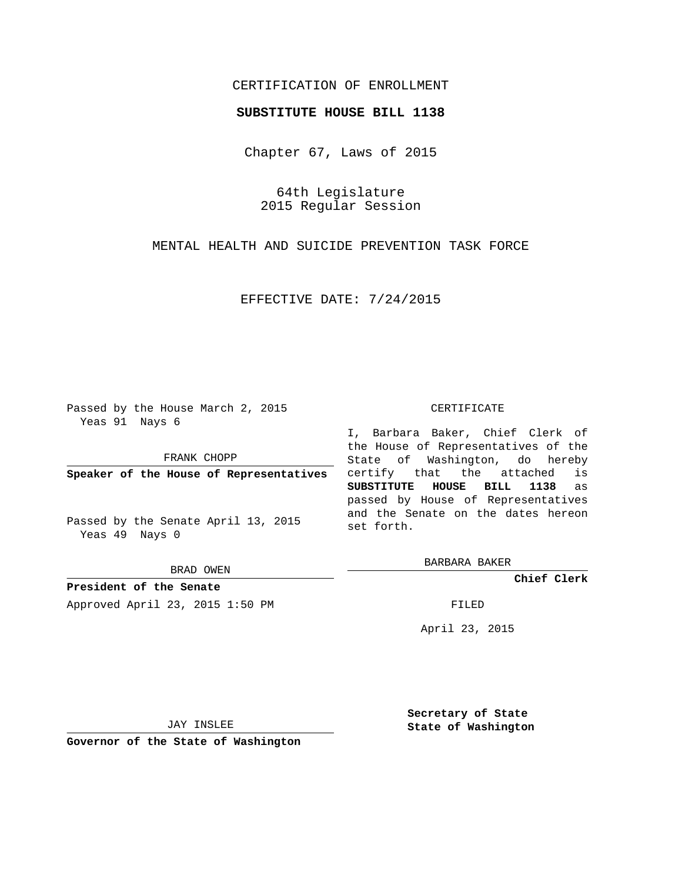CERTIFICATION OF ENROLLMENT

**SUBSTITUTE HOUSE BILL 1138**

Chapter 67, Laws of 2015

64th Legislature
2015 Regular Session

MENTAL HEALTH AND SUICIDE PREVENTION TASK FORCE

EFFECTIVE DATE: 7/24/2015

Passed by the House March 2, 2015
Yeas 91 Nays 6

FRANK CHOPP

**Speaker of the House of Representatives**

Passed by the Senate April 13, 2015
Yeas 49 Nays 0

BRAD OWEN

**President of the Senate**

Approved April 23, 2015 1:50 PM

JAY INSLEE

**Governor of the State of Washington**

CERTIFICATE

I, Barbara Baker, Chief Clerk of the House of Representatives of the State of Washington, do hereby certify that the attached is **SUBSTITUTE HOUSE BILL 1138** as passed by House of Representatives and the Senate on the dates hereon set forth.

BARBARA BAKER

**Chief Clerk**

FILED

April 23, 2015

**Secretary of State**
**State of Washington**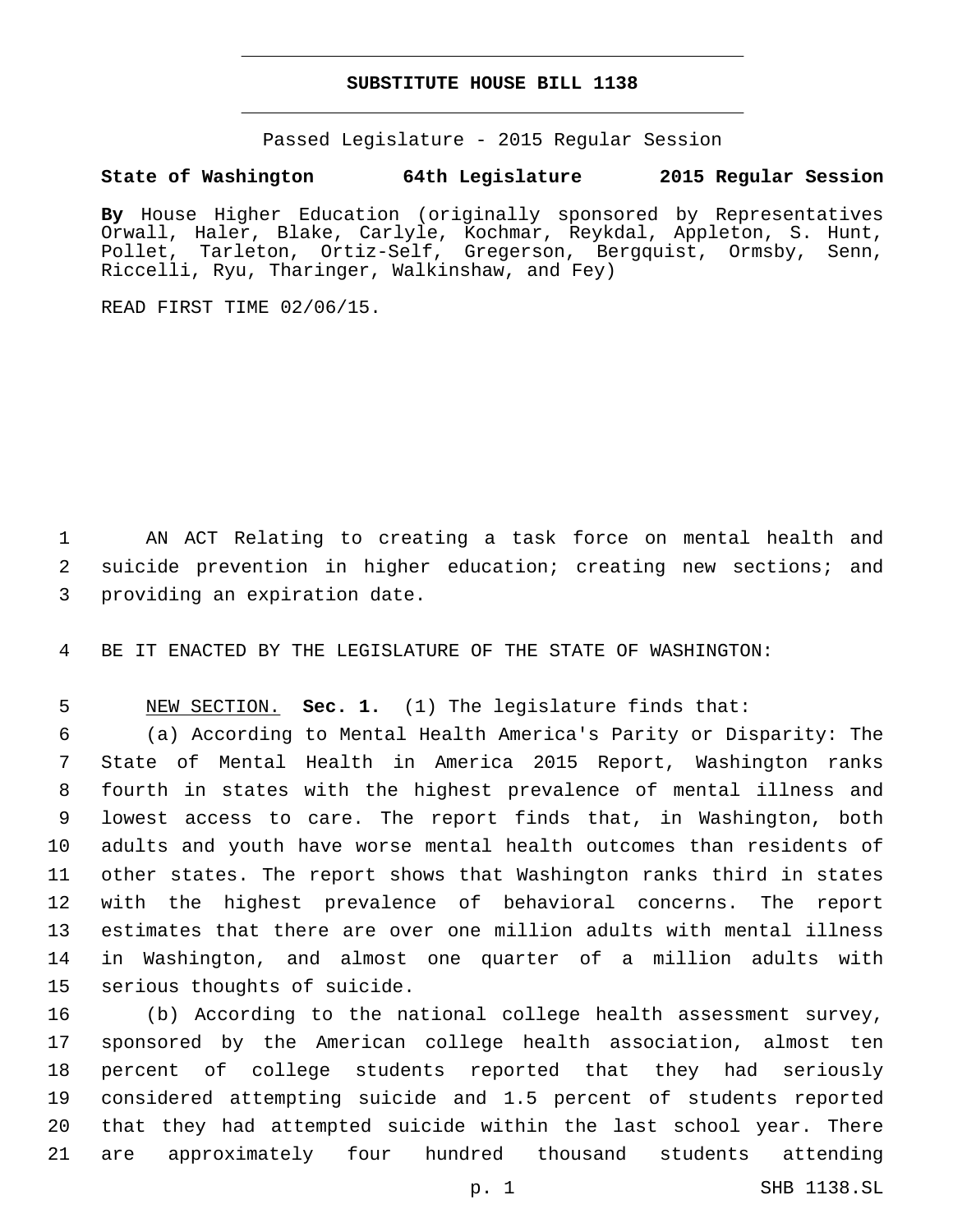# SUBSTITUTE HOUSE BILL 1138

Passed Legislature - 2015 Regular Session

**State of Washington 64th Legislature 2015 Regular Session**

**By** House Higher Education (originally sponsored by Representatives Orwall, Haler, Blake, Carlyle, Kochmar, Reykdal, Appleton, S. Hunt, Pollet, Tarleton, Ortiz-Self, Gregerson, Bergquist, Ormsby, Senn, Riccelli, Ryu, Tharinger, Walkinshaw, and Fey)

READ FIRST TIME 02/06/15.

AN ACT Relating to creating a task force on mental health and suicide prevention in higher education; creating new sections; and providing an expiration date.

BE IT ENACTED BY THE LEGISLATURE OF THE STATE OF WASHINGTON:

NEW SECTION. **Sec. 1.** (1) The legislature finds that:

(a) According to Mental Health America's Parity or Disparity: The State of Mental Health in America 2015 Report, Washington ranks fourth in states with the highest prevalence of mental illness and lowest access to care. The report finds that, in Washington, both adults and youth have worse mental health outcomes than residents of other states. The report shows that Washington ranks third in states with the highest prevalence of behavioral concerns. The report estimates that there are over one million adults with mental illness in Washington, and almost one quarter of a million adults with serious thoughts of suicide.

(b) According to the national college health assessment survey, sponsored by the American college health association, almost ten percent of college students reported that they had seriously considered attempting suicide and 1.5 percent of students reported that they had attempted suicide within the last school year. There are approximately four hundred thousand students attending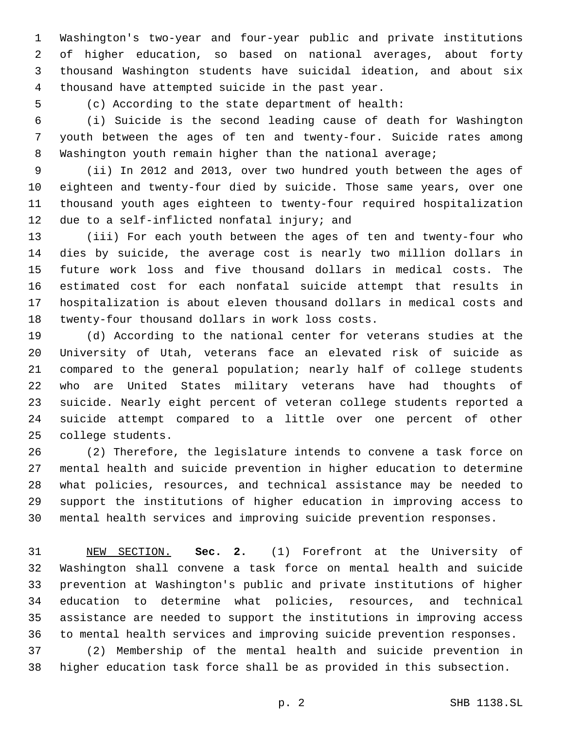Washington's two-year and four-year public and private institutions of higher education, so based on national averages, about forty thousand Washington students have suicidal ideation, and about six thousand have attempted suicide in the past year.

(c) According to the state department of health:

(i) Suicide is the second leading cause of death for Washington youth between the ages of ten and twenty-four. Suicide rates among Washington youth remain higher than the national average;

(ii) In 2012 and 2013, over two hundred youth between the ages of eighteen and twenty-four died by suicide. Those same years, over one thousand youth ages eighteen to twenty-four required hospitalization due to a self-inflicted nonfatal injury; and

(iii) For each youth between the ages of ten and twenty-four who dies by suicide, the average cost is nearly two million dollars in future work loss and five thousand dollars in medical costs. The estimated cost for each nonfatal suicide attempt that results in hospitalization is about eleven thousand dollars in medical costs and twenty-four thousand dollars in work loss costs.

(d) According to the national center for veterans studies at the University of Utah, veterans face an elevated risk of suicide as compared to the general population; nearly half of college students who are United States military veterans have had thoughts of suicide. Nearly eight percent of veteran college students reported a suicide attempt compared to a little over one percent of other college students.

(2) Therefore, the legislature intends to convene a task force on mental health and suicide prevention in higher education to determine what policies, resources, and technical assistance may be needed to support the institutions of higher education in improving access to mental health services and improving suicide prevention responses.

NEW SECTION. **Sec. 2.** (1) Forefront at the University of Washington shall convene a task force on mental health and suicide prevention at Washington's public and private institutions of higher education to determine what policies, resources, and technical assistance are needed to support the institutions in improving access to mental health services and improving suicide prevention responses.

(2) Membership of the mental health and suicide prevention in higher education task force shall be as provided in this subsection.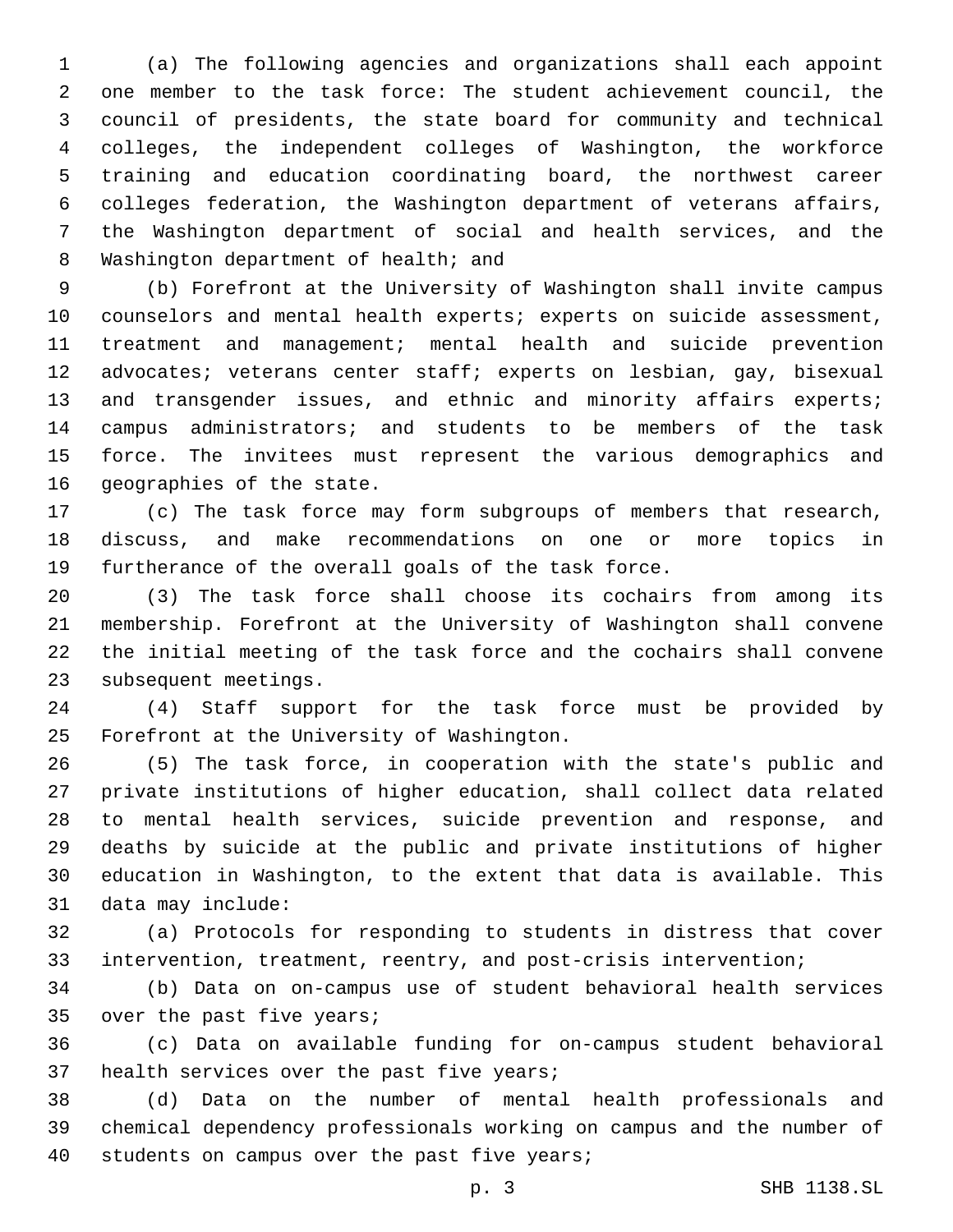(a) The following agencies and organizations shall each appoint one member to the task force: The student achievement council, the council of presidents, the state board for community and technical colleges, the independent colleges of Washington, the workforce training and education coordinating board, the northwest career colleges federation, the Washington department of veterans affairs, the Washington department of social and health services, and the Washington department of health; and

(b) Forefront at the University of Washington shall invite campus counselors and mental health experts; experts on suicide assessment, treatment and management; mental health and suicide prevention advocates; veterans center staff; experts on lesbian, gay, bisexual and transgender issues, and ethnic and minority affairs experts; campus administrators; and students to be members of the task force. The invitees must represent the various demographics and geographies of the state.

(c) The task force may form subgroups of members that research, discuss, and make recommendations on one or more topics in furtherance of the overall goals of the task force.

(3) The task force shall choose its cochairs from among its membership. Forefront at the University of Washington shall convene the initial meeting of the task force and the cochairs shall convene subsequent meetings.

(4) Staff support for the task force must be provided by Forefront at the University of Washington.

(5) The task force, in cooperation with the state's public and private institutions of higher education, shall collect data related to mental health services, suicide prevention and response, and deaths by suicide at the public and private institutions of higher education in Washington, to the extent that data is available. This data may include:

(a) Protocols for responding to students in distress that cover intervention, treatment, reentry, and post-crisis intervention;

(b) Data on on-campus use of student behavioral health services over the past five years;

(c) Data on available funding for on-campus student behavioral health services over the past five years;

(d) Data on the number of mental health professionals and chemical dependency professionals working on campus and the number of students on campus over the past five years;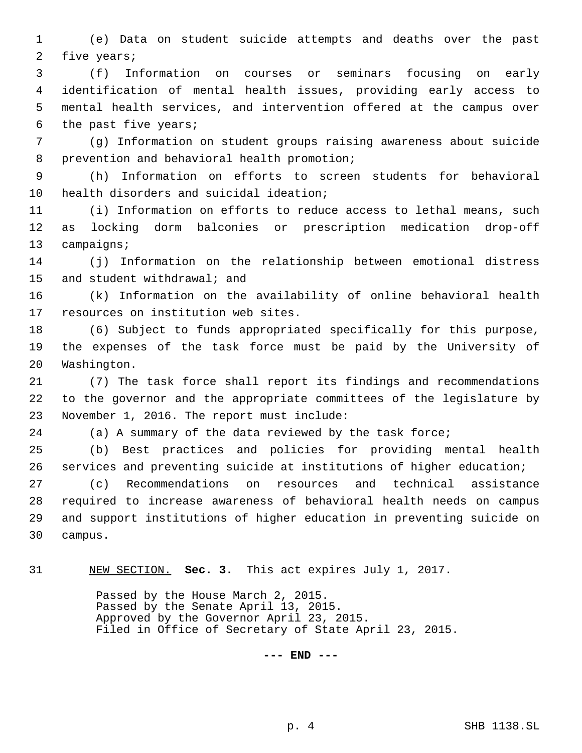(e) Data on student suicide attempts and deaths over the past five years;

(f) Information on courses or seminars focusing on early identification of mental health issues, providing early access to mental health services, and intervention offered at the campus over the past five years;

(g) Information on student groups raising awareness about suicide prevention and behavioral health promotion;

(h) Information on efforts to screen students for behavioral health disorders and suicidal ideation;

(i) Information on efforts to reduce access to lethal means, such as locking dorm balconies or prescription medication drop-off campaigns;

(j) Information on the relationship between emotional distress and student withdrawal; and

(k) Information on the availability of online behavioral health resources on institution web sites.

(6) Subject to funds appropriated specifically for this purpose, the expenses of the task force must be paid by the University of Washington.

(7) The task force shall report its findings and recommendations to the governor and the appropriate committees of the legislature by November 1, 2016. The report must include:

(a) A summary of the data reviewed by the task force;

(b) Best practices and policies for providing mental health services and preventing suicide at institutions of higher education;

(c) Recommendations on resources and technical assistance required to increase awareness of behavioral health needs on campus and support institutions of higher education in preventing suicide on campus.

NEW SECTION. **Sec. 3.** This act expires July 1, 2017.

Passed by the House March 2, 2015.
Passed by the Senate April 13, 2015.
Approved by the Governor April 23, 2015.
Filed in Office of Secretary of State April 23, 2015.

**--- END ---**